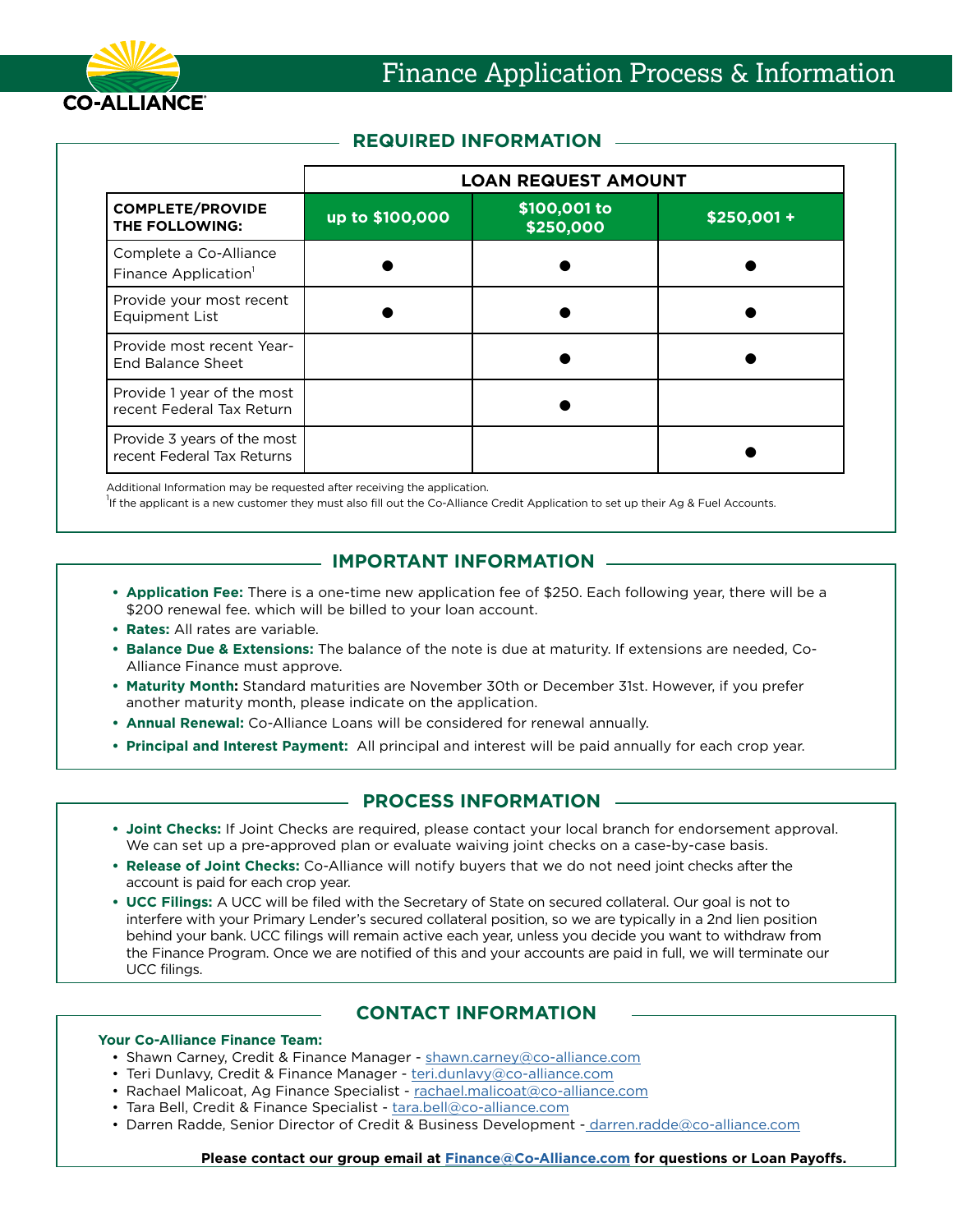# Finance Application Process & Information

CO-ALLIANCE

## REQUIRED INFORMATION

| COMPLETE/PROVIDE THE FOLLOWING: | LOAN REQUEST AMOUNT | | |
|---|---|---|---|
| | up to $100,000 | $100,001 to $250,000 | $250,001 + |
| Complete a Co-Alliance Finance Application[1] | ● | ● | ● |
| Provide your most recent Equipment List | ● | ● | ● |
| Provide most recent Year-End Balance Sheet | | ● | ● |
| Provide 1 year of the most recent Federal Tax Return | | ● | |
| Provide 3 years of the most recent Federal Tax Returns | | | ● |

Additional Information may be requested after receiving the application.

[1]If the applicant is a new customer they must also fill out the Co-Alliance Credit Application to set up their Ag & Fuel Accounts.

## IMPORTANT INFORMATION

- **Application Fee:** There is a one-time new application fee of $250. Each following year, there will be a $200 renewal fee. which will be billed to your loan account.
- **Rates:** All rates are variable.
- **Balance Due & Extensions:** The balance of the note is due at maturity. If extensions are needed, Co-Alliance Finance must approve.
- **Maturity Month:** Standard maturities are November 30th or December 31st. However, if you prefer another maturity month, please indicate on the application.
- **Annual Renewal:** Co-Alliance Loans will be considered for renewal annually.
- **Principal and Interest Payment:** All principal and interest will be paid annually for each crop year.

## PROCESS INFORMATION

- **Joint Checks:** If Joint Checks are required, please contact your local branch for endorsement approval. We can set up a pre-approved plan or evaluate waiving joint checks on a case-by-case basis.
- **Release of Joint Checks:** Co-Alliance will notify buyers that we do not need joint checks after the account is paid for each crop year.
- **UCC Filings:** A UCC will be filed with the Secretary of State on secured collateral. Our goal is not to interfere with your Primary Lender's secured collateral position, so we are typically in a 2nd lien position behind your bank. UCC filings will remain active each year, unless you decide you want to withdraw from the Finance Program. Once we are notified of this and your accounts are paid in full, we will terminate our UCC filings.

## CONTACT INFORMATION

**Your Co-Alliance Finance Team:**

- Shawn Carney, Credit & Finance Manager - shawn.carney@co-alliance.com
- Teri Dunlavy, Credit & Finance Manager - teri.dunlavy@co-alliance.com
- Rachael Malicoat, Ag Finance Specialist - rachael.malicoat@co-alliance.com
- Tara Bell, Credit & Finance Specialist - tara.bell@co-alliance.com
- Darren Radde, Senior Director of Credit & Business Development - darren.radde@co-alliance.com

**Please contact our group email at Finance@Co-Alliance.com for questions or Loan Payoffs.**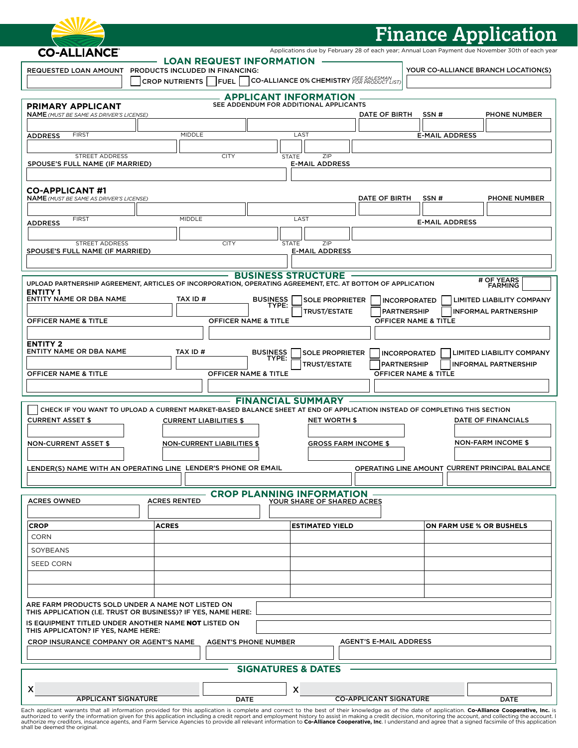CO-ALLIANCE

# Finance Application

Applications due by February 28 of each year; Annual Loan Payment due November 30th of each year

## LOAN REQUEST INFORMATION

REQUESTED LOAN AMOUNT

PRODUCTS INCLUDED IN FINANCING:

☐ CROP NUTRIENTS ☐ FUEL ☐ CO-ALLIANCE 0% CHEMISTRY *(SEE SALESMAN FOR PRODUCT LIST)*

YOUR CO-ALLIANCE BRANCH LOCATION(S)

## APPLICANT INFORMATION

SEE ADDENDUM FOR ADDITIONAL APPLICANTS

### PRIMARY APPLICANT

NAME *(MUST BE SAME AS DRIVER'S LICENSE)*

FIRST | MIDDLE | LAST | DATE OF BIRTH | SSN # | PHONE NUMBER

ADDRESS

STREET ADDRESS | CITY | STATE | ZIP | E-MAIL ADDRESS

SPOUSE'S FULL NAME (IF MARRIED) | E-MAIL ADDRESS

### CO-APPLICANT #1

NAME *(MUST BE SAME AS DRIVER'S LICENSE)*

FIRST | MIDDLE | LAST | DATE OF BIRTH | SSN # | PHONE NUMBER

ADDRESS

STREET ADDRESS | CITY | STATE | ZIP | E-MAIL ADDRESS

SPOUSE'S FULL NAME (IF MARRIED) | E-MAIL ADDRESS

## BUSINESS STRUCTURE

UPLOAD PARTNERSHIP AGREEMENT, ARTICLES OF INCORPORATION, OPERATING AGREEMENT, ETC. AT BOTTOM OF APPLICATION

# OF YEARS FARMING

### ENTITY 1

ENTITY NAME OR DBA NAME | TAX ID #

BUSINESS TYPE: ☐ SOLE PROPRIETER ☐ INCORPORATED ☐ LIMITED LIABILITY COMPANY ☐ TRUST/ESTATE ☐ PARTNERSHIP ☐ INFORMAL PARTNERSHIP

OFFICER NAME & TITLE | OFFICER NAME & TITLE | OFFICER NAME & TITLE

### ENTITY 2

ENTITY NAME OR DBA NAME | TAX ID #

BUSINESS TYPE: ☐ SOLE PROPRIETER ☐ INCORPORATED ☐ LIMITED LIABILITY COMPANY ☐ TRUST/ESTATE ☐ PARTNERSHIP ☐ INFORMAL PARTNERSHIP

OFFICER NAME & TITLE | OFFICER NAME & TITLE | OFFICER NAME & TITLE

## FINANCIAL SUMMARY

☐ CHECK IF YOU WANT TO UPLOAD A CURRENT MARKET-BASED BALANCE SHEET AT END OF APPLICATION INSTEAD OF COMPLETING THIS SECTION

CURRENT ASSET $ | CURRENT LIABILITIES $ | NET WORTH $ | DATE OF FINANCIALS

NON-CURRENT ASSET $ | NON-CURRENT LIABILITIES $ | GROSS FARM INCOME $ | NON-FARM INCOME $

LENDER(S) NAME WITH AN OPERATING LINE | LENDER'S PHONE OR EMAIL | OPERATING LINE AMOUNT | CURRENT PRINCIPAL BALANCE

## CROP PLANNING INFORMATION

ACRES OWNED | ACRES RENTED | YOUR SHARE OF SHARED ACRES

| CROP | ACRES | ESTIMATED YIELD | ON FARM USE % OR BUSHELS |
|---|---|---|---|
| CORN | | | |
| SOYBEANS | | | |
| SEED CORN | | | |
| | | | |
| | | | |

ARE FARM PRODUCTS SOLD UNDER A NAME NOT LISTED ON THIS APPLICATION (I.E. TRUST OR BUSINESS)? IF YES, NAME HERE:

IS EQUIPMENT TITLED UNDER ANOTHER NAME **NOT** LISTED ON THIS APPLICATON? IF YES, NAME HERE:

CROP INSURANCE COMPANY OR AGENT'S NAME | AGENT'S PHONE NUMBER | AGENT'S E-MAIL ADDRESS

## SIGNATURES & DATES

X ______________________ APPLICANT SIGNATURE | DATE | X ______________________ CO-APPLICANT SIGNATURE | DATE

Each applicant warrants that all information provided for this application is complete and correct to the best of their knowledge as of the date of application. **Co-Alliance Cooperative, Inc.** is authorized to verify the information given for this application including a credit report and employment history to assist in making a credit decision, monitoring the account, and collecting the account. I authorize my creditors, insurance agents, and Farm Service Agencies to provide all relevant information to **Co-Alliance Cooperative, Inc**. I understand and agree that a signed facsimile of this application shall be deemed the original.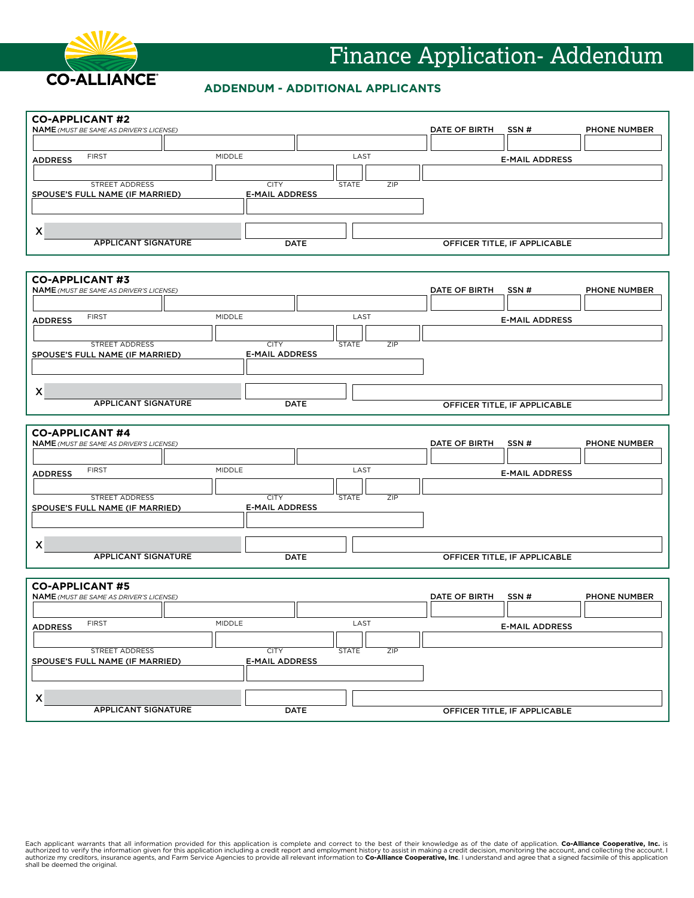CO-ALLIANCE®

# Finance Application- Addendum

## ADDENDUM - ADDITIONAL APPLICANTS

### CO-APPLICANT #2

**NAME** *(MUST BE SAME AS DRIVER'S LICENSE)*

FIRST | MIDDLE | LAST | DATE OF BIRTH | SSN # | PHONE NUMBER

**ADDRESS**

STREET ADDRESS | CITY | STATE | ZIP | E-MAIL ADDRESS

**SPOUSE'S FULL NAME (IF MARRIED)** | **E-MAIL ADDRESS**

X

**APPLICANT SIGNATURE** | **DATE** | **OFFICER TITLE, IF APPLICABLE**

### CO-APPLICANT #3

**NAME** *(MUST BE SAME AS DRIVER'S LICENSE)*

FIRST | MIDDLE | LAST | DATE OF BIRTH | SSN # | PHONE NUMBER

**ADDRESS**

STREET ADDRESS | CITY | STATE | ZIP | E-MAIL ADDRESS

**SPOUSE'S FULL NAME (IF MARRIED)** | **E-MAIL ADDRESS**

X

**APPLICANT SIGNATURE** | **DATE** | **OFFICER TITLE, IF APPLICABLE**

### CO-APPLICANT #4

**NAME** *(MUST BE SAME AS DRIVER'S LICENSE)*

FIRST | MIDDLE | LAST | DATE OF BIRTH | SSN # | PHONE NUMBER

**ADDRESS**

STREET ADDRESS | CITY | STATE | ZIP | E-MAIL ADDRESS

**SPOUSE'S FULL NAME (IF MARRIED)** | **E-MAIL ADDRESS**

X

**APPLICANT SIGNATURE** | **DATE** | **OFFICER TITLE, IF APPLICABLE**

### CO-APPLICANT #5

**NAME** *(MUST BE SAME AS DRIVER'S LICENSE)*

FIRST | MIDDLE | LAST | DATE OF BIRTH | SSN # | PHONE NUMBER

**ADDRESS**

STREET ADDRESS | CITY | STATE | ZIP | E-MAIL ADDRESS

**SPOUSE'S FULL NAME (IF MARRIED)** | **E-MAIL ADDRESS**

X

**APPLICANT SIGNATURE** | **DATE** | **OFFICER TITLE, IF APPLICABLE**

Each applicant warrants that all information provided for this application is complete and correct to the best of their knowledge as of the date of application. **Co-Alliance Cooperative, Inc.** is authorized to verify the information given for this application including a credit report and employment history to assist in making a credit decision, monitoring the account, and collecting the account. I authorize my creditors, insurance agents, and Farm Service Agencies to provide all relevant information to **Co-Alliance Cooperative, Inc**. I understand and agree that a signed facsimile of this application shall be deemed the original.